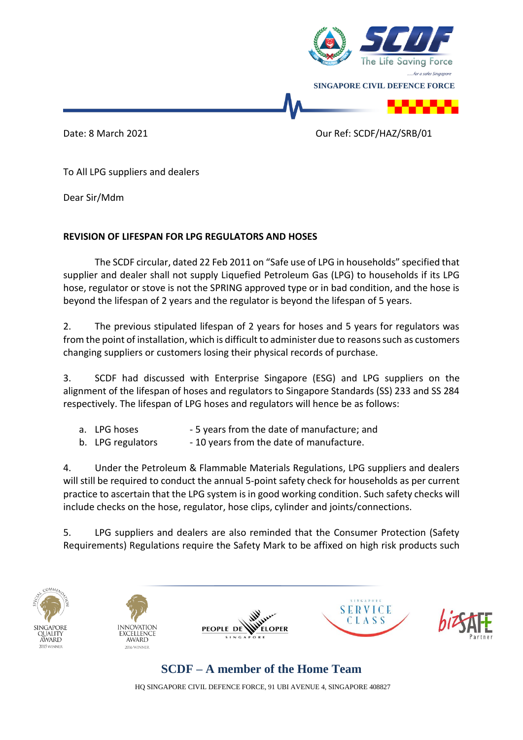SINGAPORE CIVIL DEFENCE FORCE

Date: 8 March 2021 Our Ref: SCDF/HAZ/SRB/01

To All LPG suppliers and dealers

Dear Sir/Mdm

**REVISION OF LIFESPAN FOR LPG REGULATORS AND HOSES**

The SCDF circular, dated 22 Feb 2011 on "Safe use of LPG in households" specified that supplier and dealer shall not supply Liquefied Petroleum Gas (LPG) to households if its LPG hose, regulator or stove is not the SPRING approved type or in bad condition, and the hose is beyond the lifespan of 2 years and the regulator is beyond the lifespan of 5 years.

2. The previous stipulated lifespan of 2 years for hoses and 5 years for regulators was from the point of installation, which is difficult to administer due to reasons such as customers changing suppliers or customers losing their physical records of purchase.

3. SCDF had discussed with Enterprise Singapore (ESG) and LPG suppliers on the alignment of the lifespan of hoses and regulators to Singapore Standards (SS) 233 and SS 284 respectively. The lifespan of LPG hoses and regulators will hence be as follows:

a. LPG hoses - 5 years from the date of manufacture; and
b. LPG regulators - 10 years from the date of manufacture.

4. Under the Petroleum & Flammable Materials Regulations, LPG suppliers and dealers will still be required to conduct the annual 5-point safety check for households as per current practice to ascertain that the LPG system is in good working condition. Such safety checks will include checks on the hose, regulator, hose clips, cylinder and joints/connections.

5. LPG suppliers and dealers are also reminded that the Consumer Protection (Safety Requirements) Regulations require the Safety Mark to be affixed on high risk products such

SCDF – A member of the Home Team

HQ SINGAPORE CIVIL DEFENCE FORCE, 91 UBI AVENUE 4, SINGAPORE 408827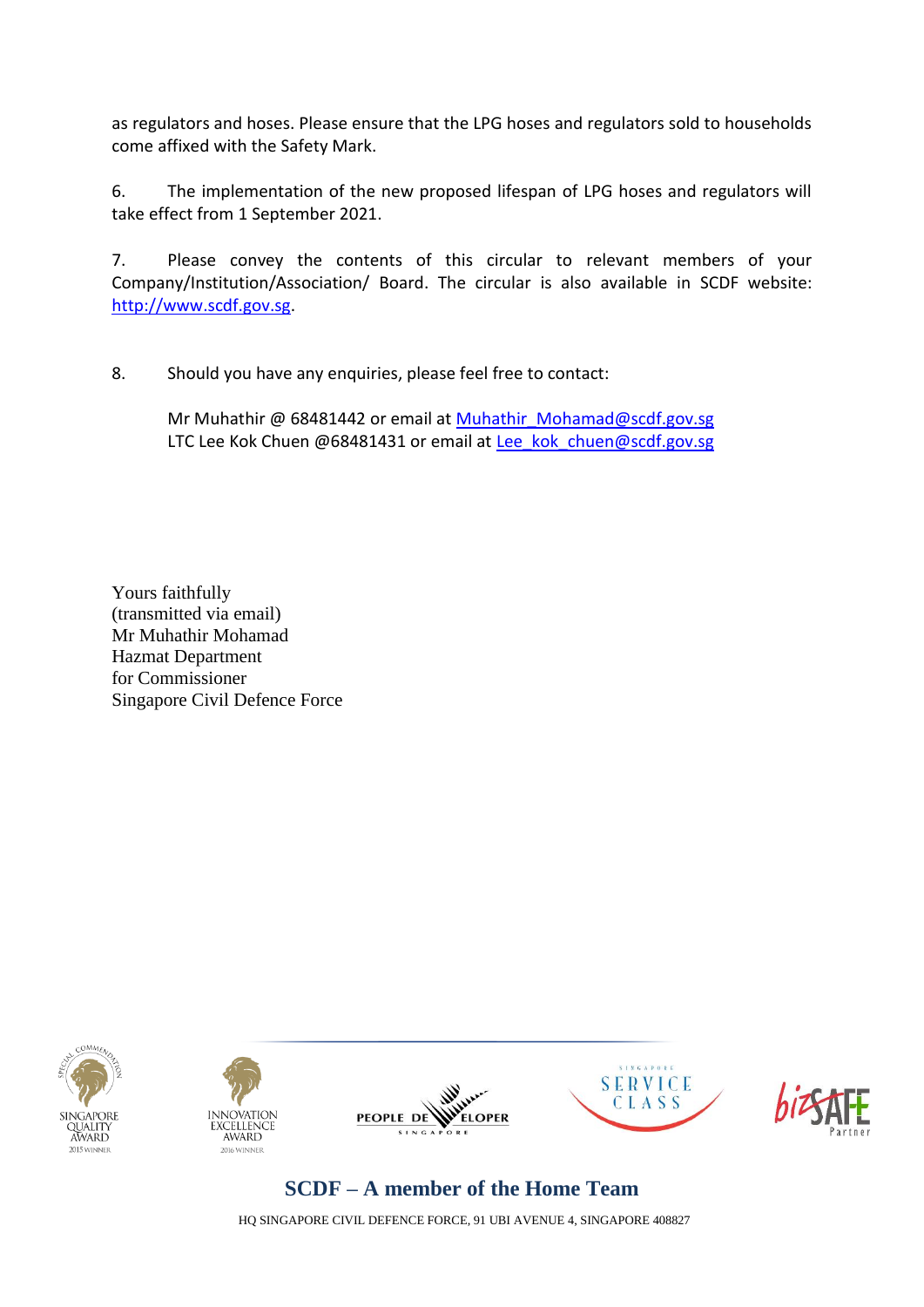as regulators and hoses. Please ensure that the LPG hoses and regulators sold to households come affixed with the Safety Mark.

6. The implementation of the new proposed lifespan of LPG hoses and regulators will take effect from 1 September 2021.

7. Please convey the contents of this circular to relevant members of your Company/Institution/Association/ Board. The circular is also available in SCDF website: http://www.scdf.gov.sg.

8. Should you have any enquiries, please feel free to contact:

Mr Muhathir @ 68481442 or email at Muhathir_Mohamad@scdf.gov.sg
LTC Lee Kok Chuen @68481431 or email at Lee_kok_chuen@scdf.gov.sg

Yours faithfully
(transmitted via email)
Mr Muhathir Mohamad
Hazmat Department
for Commissioner
Singapore Civil Defence Force

SINGAPORE QUALITY AWARD 2015 WINNER
INNOVATION EXCELLENCE AWARD 2016 WINNER
PEOPLE DEVELOPER SINGAPORE
SINGAPORE SERVICE CLASS
bizSAFE Partner

**SCDF – A member of the Home Team**

HQ SINGAPORE CIVIL DEFENCE FORCE, 91 UBI AVENUE 4, SINGAPORE 408827